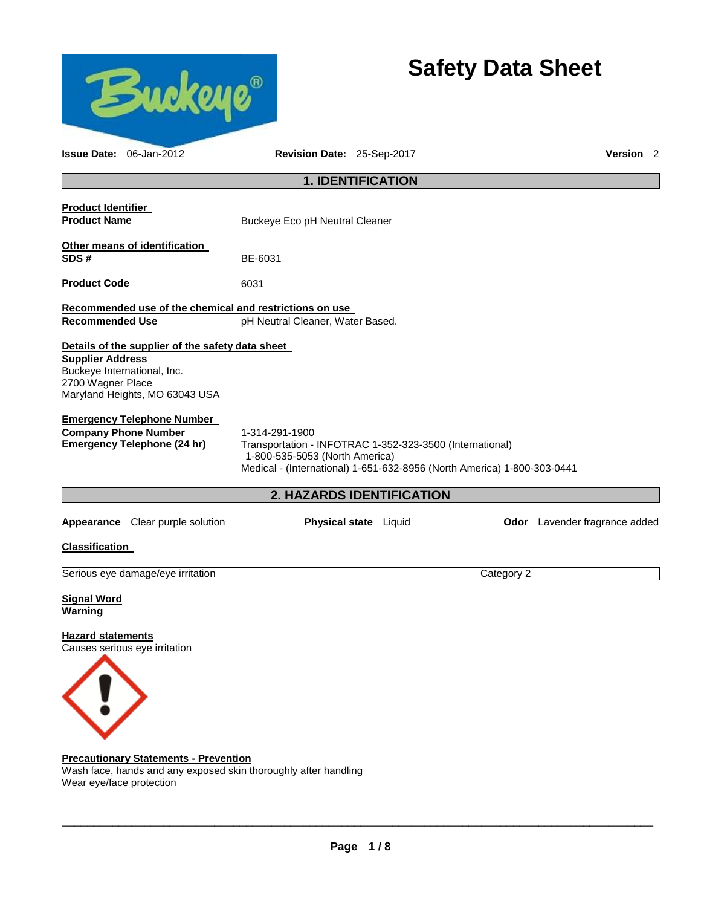# Safety Data Sheet

**Issue Date:** 06-Jan-2012 **Revision Date:** 25-Sep-2017 **Version** 2

## 1. IDENTIFICATION

**Product Identifier**

**Product Name** Buckeye Eco pH Neutral Cleaner

**Other means of identification**

**SDS #** BE-6031

**Product Code** 6031

**Recommended use of the chemical and restrictions on use**

**Recommended Use** pH Neutral Cleaner, Water Based.

**Details of the supplier of the safety data sheet**

**Supplier Address**
Buckeye International, Inc.
2700 Wagner Place
Maryland Heights, MO 63043 USA

**Emergency Telephone Number**

**Company Phone Number** 1-314-291-1900

**Emergency Telephone (24 hr)** Transportation - INFOTRAC 1-352-323-3500 (International)
1-800-535-5053 (North America)
Medical - (International) 1-651-632-8956 (North America) 1-800-303-0441

## 2. HAZARDS IDENTIFICATION

**Appearance** Clear purple solution **Physical state** Liquid **Odor** Lavender fragrance added

**Classification**

| Serious eye damage/eye irritation | Category 2 |
|---|---|

**Signal Word**
**Warning**

**Hazard statements**
Causes serious eye irritation

**Precautionary Statements - Prevention**
Wash face, hands and any exposed skin thoroughly after handling
Wear eye/face protection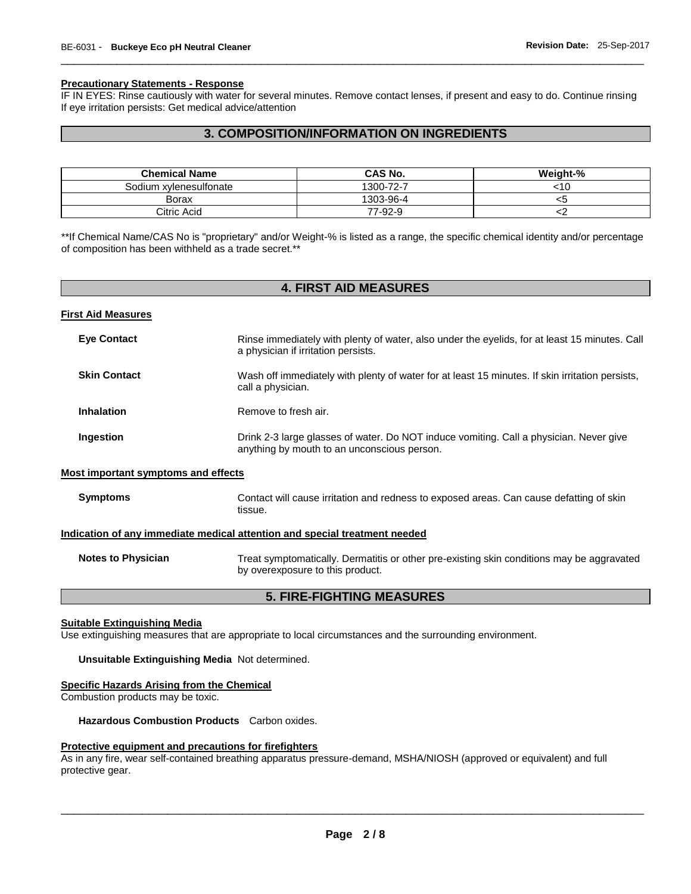#### Precautionary Statements - Response

IF IN EYES: Rinse cautiously with water for several minutes. Remove contact lenses, if present and easy to do. Continue rinsing
If eye irritation persists: Get medical advice/attention

## 3. COMPOSITION/INFORMATION ON INGREDIENTS

| Chemical Name | CAS No. | Weight-% |
|---|---|---|
| Sodium xylenesulfonate | 1300-72-7 | <10 |
| Borax | 1303-96-4 | <5 |
| Citric Acid | 77-92-9 | <2 |

**If Chemical Name/CAS No is "proprietary" and/or Weight-% is listed as a range, the specific chemical identity and/or percentage of composition has been withheld as a trade secret.**

## 4. FIRST AID MEASURES

#### First Aid Measures

**Eye Contact**
Rinse immediately with plenty of water, also under the eyelids, for at least 15 minutes. Call a physician if irritation persists.

**Skin Contact**
Wash off immediately with plenty of water for at least 15 minutes. If skin irritation persists, call a physician.

**Inhalation**
Remove to fresh air.

**Ingestion**
Drink 2-3 large glasses of water. Do NOT induce vomiting. Call a physician. Never give anything by mouth to an unconscious person.

#### Most important symptoms and effects

**Symptoms**
Contact will cause irritation and redness to exposed areas. Can cause defatting of skin tissue.

#### Indication of any immediate medical attention and special treatment needed

**Notes to Physician**
Treat symptomatically. Dermatitis or other pre-existing skin conditions may be aggravated by overexposure to this product.

## 5. FIRE-FIGHTING MEASURES

#### Suitable Extinguishing Media

Use extinguishing measures that are appropriate to local circumstances and the surrounding environment.

**Unsuitable Extinguishing Media** Not determined.

#### Specific Hazards Arising from the Chemical

Combustion products may be toxic.

**Hazardous Combustion Products** Carbon oxides.

#### Protective equipment and precautions for firefighters

As in any fire, wear self-contained breathing apparatus pressure-demand, MSHA/NIOSH (approved or equivalent) and full protective gear.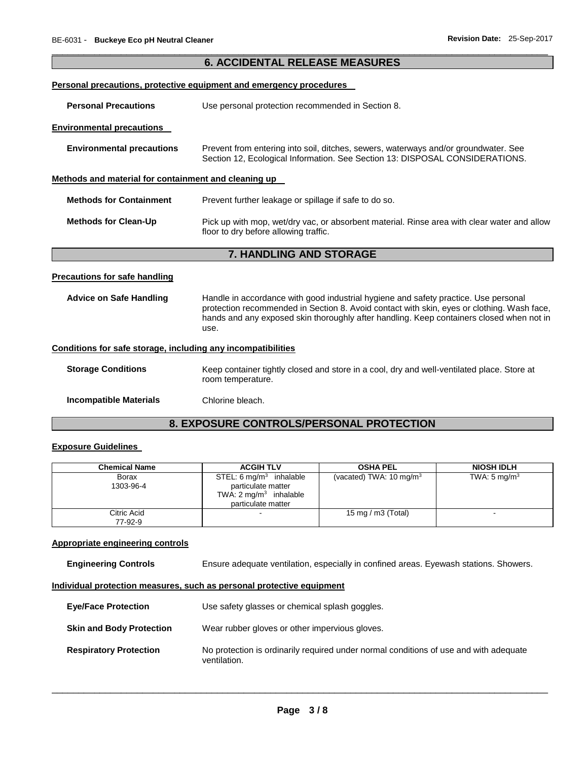## 6. ACCIDENTAL RELEASE MEASURES

**Personal precautions, protective equipment and emergency procedures**

**Personal Precautions** Use personal protection recommended in Section 8.

**Environmental precautions**

**Environmental precautions** Prevent from entering into soil, ditches, sewers, waterways and/or groundwater. See Section 12, Ecological Information. See Section 13: DISPOSAL CONSIDERATIONS.

**Methods and material for containment and cleaning up**

**Methods for Containment** Prevent further leakage or spillage if safe to do so.

**Methods for Clean-Up** Pick up with mop, wet/dry vac, or absorbent material. Rinse area with clear water and allow floor to dry before allowing traffic.

## 7. HANDLING AND STORAGE

**Precautions for safe handling**

**Advice on Safe Handling** Handle in accordance with good industrial hygiene and safety practice. Use personal protection recommended in Section 8. Avoid contact with skin, eyes or clothing. Wash face, hands and any exposed skin thoroughly after handling. Keep containers closed when not in use.

**Conditions for safe storage, including any incompatibilities**

**Storage Conditions** Keep container tightly closed and store in a cool, dry and well-ventilated place. Store at room temperature.

**Incompatible Materials** Chlorine bleach.

## 8. EXPOSURE CONTROLS/PERSONAL PROTECTION

**Exposure Guidelines**

| Chemical Name | ACGIH TLV | OSHA PEL | NIOSH IDLH |
|---|---|---|---|
| Borax<br>1303-96-4 | STEL: 6 mg/m$^3$ inhalable particulate matter<br>TWA: 2 mg/m$^3$ inhalable particulate matter | (vacated) TWA: 10 mg/m$^3$ | TWA: 5 mg/m$^3$ |
| Citric Acid<br>77-92-9 | - | 15 mg / m3 (Total) | - |

**Appropriate engineering controls**

**Engineering Controls** Ensure adequate ventilation, especially in confined areas. Eyewash stations. Showers.

**Individual protection measures, such as personal protective equipment**

**Eye/Face Protection** Use safety glasses or chemical splash goggles.

**Skin and Body Protection** Wear rubber gloves or other impervious gloves.

**Respiratory Protection** No protection is ordinarily required under normal conditions of use and with adequate ventilation.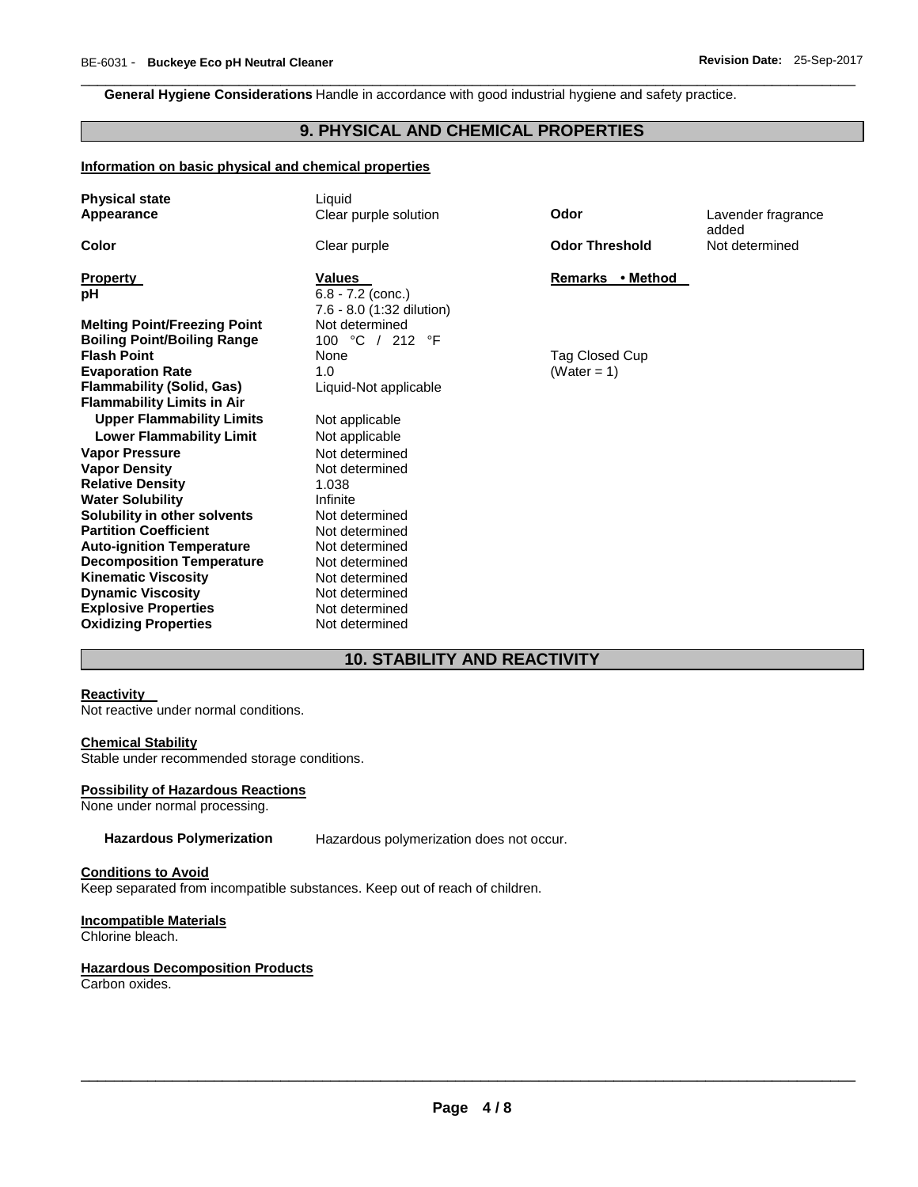**General Hygiene Considerations** Handle in accordance with good industrial hygiene and safety practice.

## 9. PHYSICAL AND CHEMICAL PROPERTIES

### Information on basic physical and chemical properties

| | | | |
|---|---|---|---|
| **Physical state** | Liquid | | |
| **Appearance** | Clear purple solution | **Odor** | Lavender fragrance added |
| **Color** | Clear purple | **Odor Threshold** | Not determined |

| **Property** | **Values** | **Remarks • Method** |
|---|---|---|
| **pH** | 6.8 - 7.2 (conc.)<br>7.6 - 8.0 (1:32 dilution) | |
| **Melting Point/Freezing Point** | Not determined | |
| **Boiling Point/Boiling Range** | 100 °C / 212 °F | |
| **Flash Point** | None | Tag Closed Cup |
| **Evaporation Rate** | 1.0 | (Water = 1) |
| **Flammability (Solid, Gas)** | Liquid-Not applicable | |
| **Flammability Limits in Air** | | |
| **Upper Flammability Limits** | Not applicable | |
| **Lower Flammability Limit** | Not applicable | |
| **Vapor Pressure** | Not determined | |
| **Vapor Density** | Not determined | |
| **Relative Density** | 1.038 | |
| **Water Solubility** | Infinite | |
| **Solubility in other solvents** | Not determined | |
| **Partition Coefficient** | Not determined | |
| **Auto-ignition Temperature** | Not determined | |
| **Decomposition Temperature** | Not determined | |
| **Kinematic Viscosity** | Not determined | |
| **Dynamic Viscosity** | Not determined | |
| **Explosive Properties** | Not determined | |
| **Oxidizing Properties** | Not determined | |

## 10. STABILITY AND REACTIVITY

### Reactivity

Not reactive under normal conditions.

### Chemical Stability

Stable under recommended storage conditions.

### Possibility of Hazardous Reactions

None under normal processing.

**Hazardous Polymerization** Hazardous polymerization does not occur.

### Conditions to Avoid

Keep separated from incompatible substances. Keep out of reach of children.

### Incompatible Materials

Chlorine bleach.

### Hazardous Decomposition Products

Carbon oxides.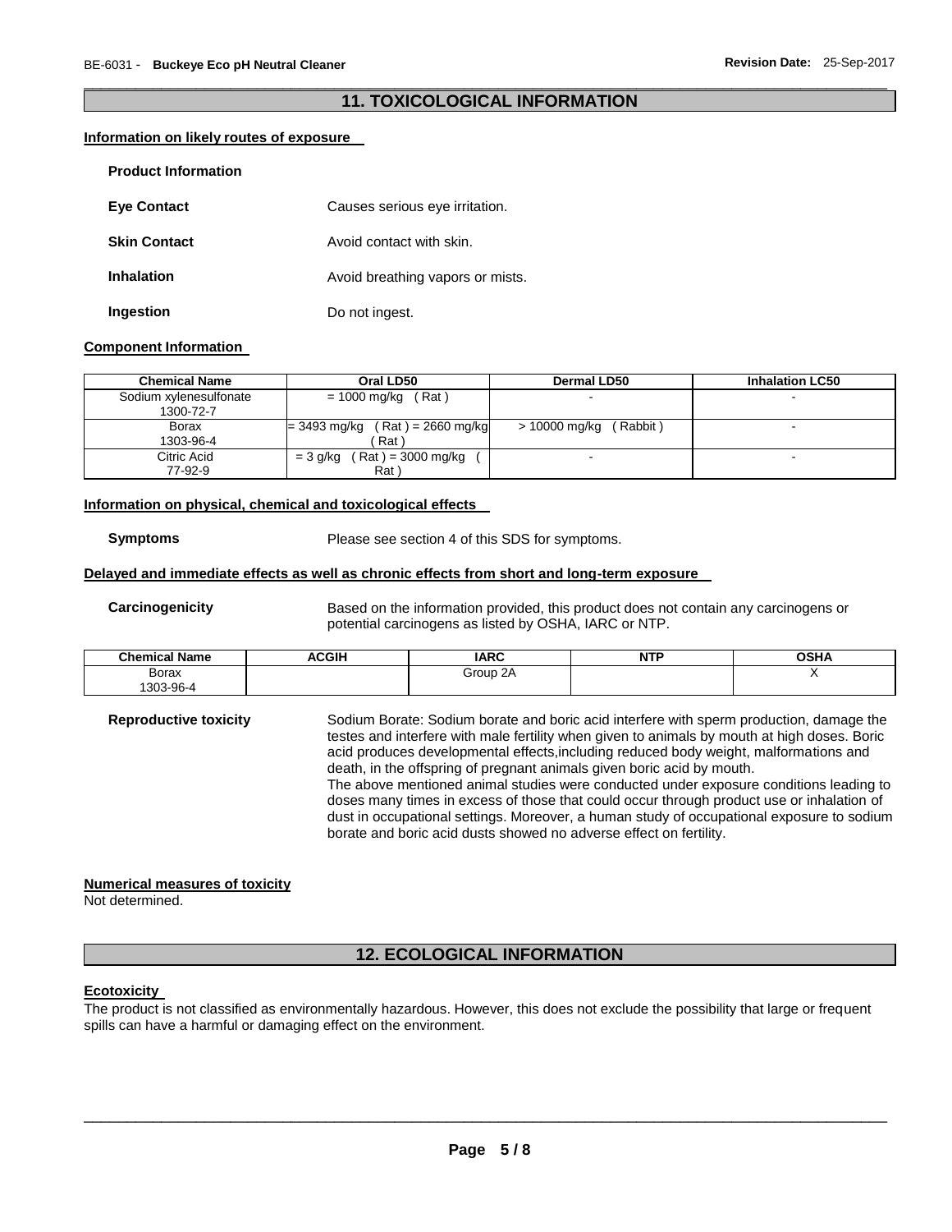## 11. TOXICOLOGICAL INFORMATION

### Information on likely routes of exposure

**Product Information**

**Eye Contact** Causes serious eye irritation.

**Skin Contact** Avoid contact with skin.

**Inhalation** Avoid breathing vapors or mists.

**Ingestion** Do not ingest.

### Component Information

| Chemical Name | Oral LD50 | Dermal LD50 | Inhalation LC50 |
| --- | --- | --- | --- |
| Sodium xylenesulfonate 1300-72-7 | = 1000 mg/kg ( Rat ) | - | - |
| Borax 1303-96-4 | = 3493 mg/kg ( Rat ) = 2660 mg/kg ( Rat ) | > 10000 mg/kg ( Rabbit ) | - |
| Citric Acid 77-92-9 | = 3 g/kg ( Rat ) = 3000 mg/kg ( Rat ) | - | - |

### Information on physical, chemical and toxicological effects

**Symptoms** Please see section 4 of this SDS for symptoms.

### Delayed and immediate effects as well as chronic effects from short and long-term exposure

**Carcinogenicity** Based on the information provided, this product does not contain any carcinogens or potential carcinogens as listed by OSHA, IARC or NTP.

| Chemical Name | ACGIH | IARC | NTP | OSHA |
| --- | --- | --- | --- | --- |
| Borax 1303-96-4 | | Group 2A | | X |

**Reproductive toxicity** Sodium Borate: Sodium borate and boric acid interfere with sperm production, damage the testes and interfere with male fertility when given to animals by mouth at high doses. Boric acid produces developmental effects,including reduced body weight, malformations and death, in the offspring of pregnant animals given boric acid by mouth.
The above mentioned animal studies were conducted under exposure conditions leading to doses many times in excess of those that could occur through product use or inhalation of dust in occupational settings. Moreover, a human study of occupational exposure to sodium borate and boric acid dusts showed no adverse effect on fertility.

### Numerical measures of toxicity

Not determined.

## 12. ECOLOGICAL INFORMATION

### Ecotoxicity

The product is not classified as environmentally hazardous. However, this does not exclude the possibility that large or frequent spills can have a harmful or damaging effect on the environment.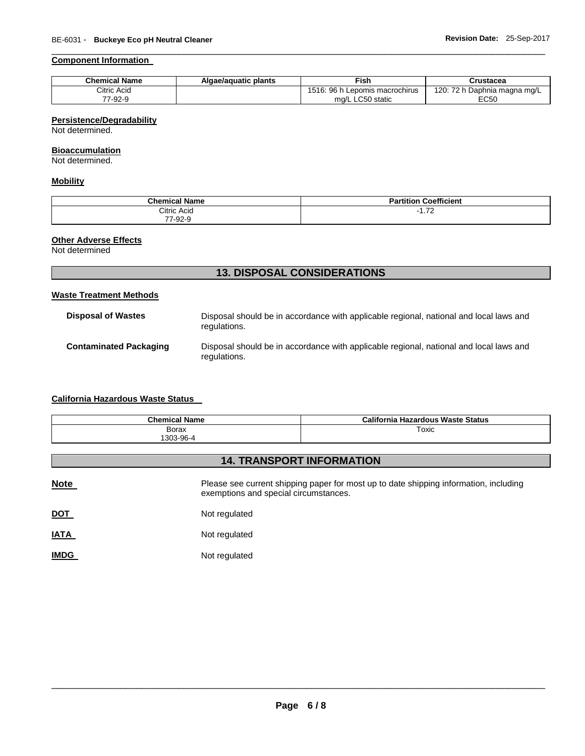**Component Information**

| Chemical Name | Algae/aquatic plants | Fish | Crustacea |
|---|---|---|---|
| Citric Acid<br>77-92-9 | | 1516: 96 h Lepomis macrochirus mg/L LC50 static | 120: 72 h Daphnia magna mg/L EC50 |

**Persistence/Degradability**

Not determined.

**Bioaccumulation**

Not determined.

**Mobility**

| Chemical Name | Partition Coefficient |
|---|---|
| Citric Acid<br>77-92-9 | -1.72 |

**Other Adverse Effects**

Not determined

## 13. DISPOSAL CONSIDERATIONS

**Waste Treatment Methods**

**Disposal of Wastes** Disposal should be in accordance with applicable regional, national and local laws and regulations.

**Contaminated Packaging** Disposal should be in accordance with applicable regional, national and local laws and regulations.

**California Hazardous Waste Status**

| Chemical Name | California Hazardous Waste Status |
|---|---|
| Borax<br>1303-96-4 | Toxic |

## 14. TRANSPORT INFORMATION

**Note** Please see current shipping paper for most up to date shipping information, including exemptions and special circumstances.

**DOT** Not regulated

**IATA** Not regulated

**IMDG** Not regulated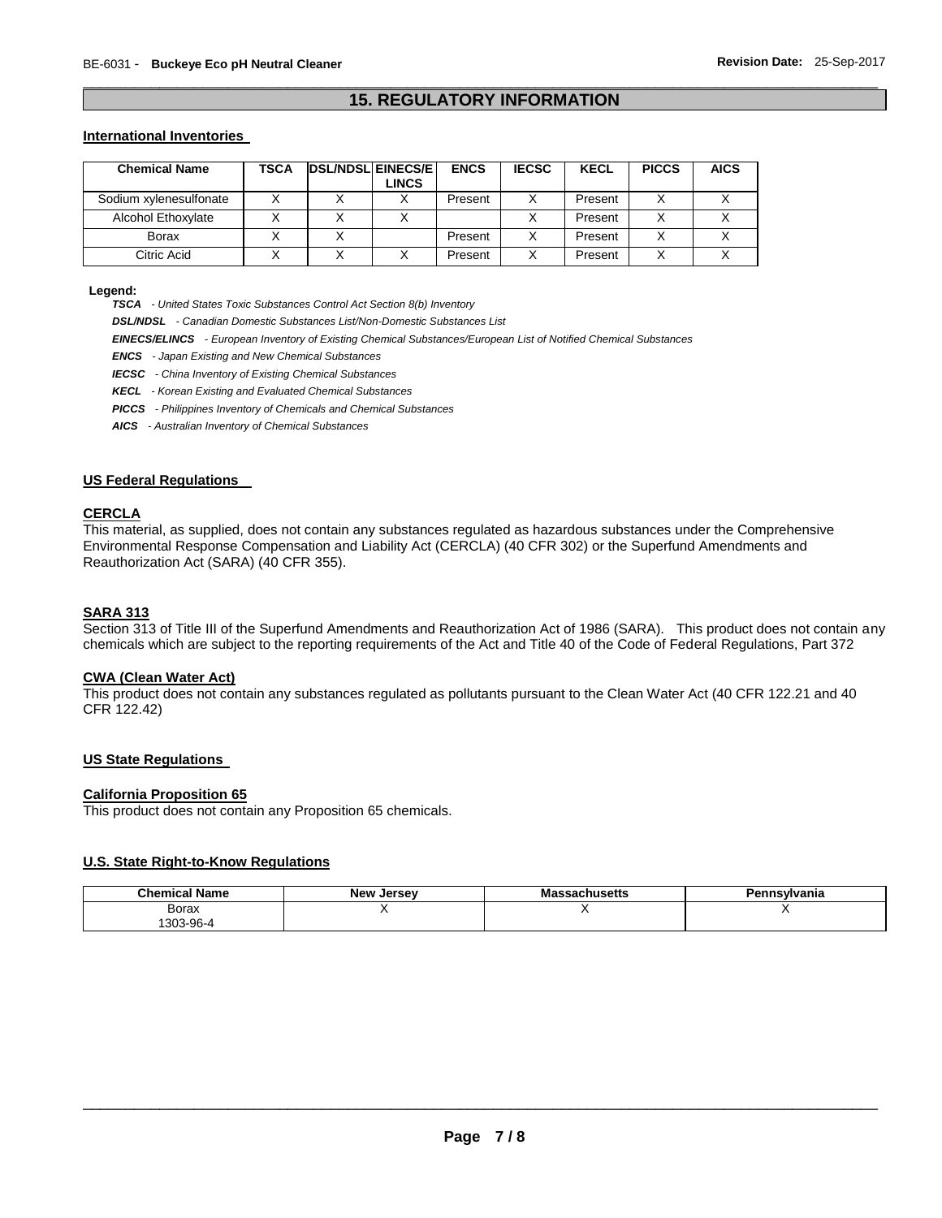## 15. REGULATORY INFORMATION

### International Inventories

| Chemical Name | TSCA | DSL/NDSL | EINECS/ELINCS | ENCS | IECSC | KECL | PICCS | AICS |
|---|---|---|---|---|---|---|---|---|
| Sodium xylenesulfonate | X | X | X | Present | X | Present | X | X |
| Alcohol Ethoxylate | X | X | X | | X | Present | X | X |
| Borax | X | X | | Present | X | Present | X | X |
| Citric Acid | X | X | X | Present | X | Present | X | X |

**Legend:**

***TSCA*** *- United States Toxic Substances Control Act Section 8(b) Inventory*

***DSL/NDSL*** *- Canadian Domestic Substances List/Non-Domestic Substances List*

***EINECS/ELINCS*** *- European Inventory of Existing Chemical Substances/European List of Notified Chemical Substances*

***ENCS*** *- Japan Existing and New Chemical Substances*

***IECSC*** *- China Inventory of Existing Chemical Substances*

***KECL*** *- Korean Existing and Evaluated Chemical Substances*

***PICCS*** *- Philippines Inventory of Chemicals and Chemical Substances*

***AICS*** *- Australian Inventory of Chemical Substances*

### US Federal Regulations

#### CERCLA

This material, as supplied, does not contain any substances regulated as hazardous substances under the Comprehensive Environmental Response Compensation and Liability Act (CERCLA) (40 CFR 302) or the Superfund Amendments and Reauthorization Act (SARA) (40 CFR 355).

#### SARA 313

Section 313 of Title III of the Superfund Amendments and Reauthorization Act of 1986 (SARA). This product does not contain any chemicals which are subject to the reporting requirements of the Act and Title 40 of the Code of Federal Regulations, Part 372

#### CWA (Clean Water Act)

This product does not contain any substances regulated as pollutants pursuant to the Clean Water Act (40 CFR 122.21 and 40 CFR 122.42)

### US State Regulations

#### California Proposition 65

This product does not contain any Proposition 65 chemicals.

### U.S. State Right-to-Know Regulations

| Chemical Name | New Jersey | Massachusetts | Pennsylvania |
|---|---|---|---|
| Borax 1303-96-4 | X | X | X |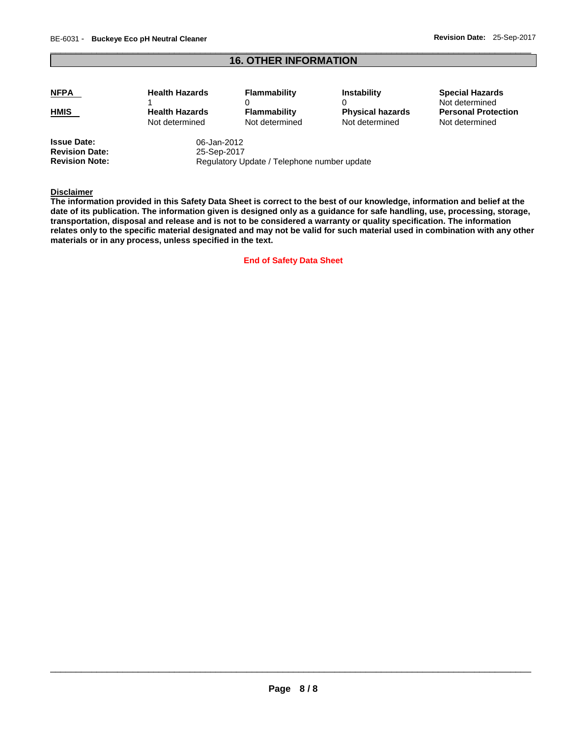## 16. OTHER INFORMATION

| | | | | |
|---|---|---|---|---|
| **NFPA** | **Health Hazards** 1 | **Flammability** 0 | **Instability** 0 | **Special Hazards** Not determined |
| **HMIS** | **Health Hazards** Not determined | **Flammability** Not determined | **Physical hazards** Not determined | **Personal Protection** Not determined |

**Issue Date:** 06-Jan-2012
**Revision Date:** 25-Sep-2017
**Revision Note:** Regulatory Update / Telephone number update

**Disclaimer**

**The information provided in this Safety Data Sheet is correct to the best of our knowledge, information and belief at the date of its publication. The information given is designed only as a guidance for safe handling, use, processing, storage, transportation, disposal and release and is not to be considered a warranty or quality specification. The information relates only to the specific material designated and may not be valid for such material used in combination with any other materials or in any process, unless specified in the text.**

**End of Safety Data Sheet**